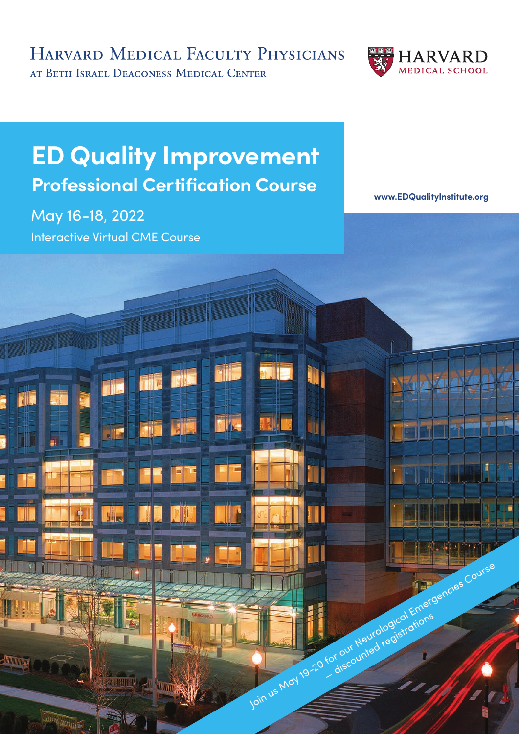Harvard Medical Faculty Physicians
at Beth Israel Deaconess Medical Center

Harvard Medical School

# ED Quality Improvement

## Professional Certification Course

May 16-18, 2022

Interactive Virtual CME Course

www.EDQualityInstitute.org

Join us May 19-20 for our Neurological Emergencies Course – discounted registrations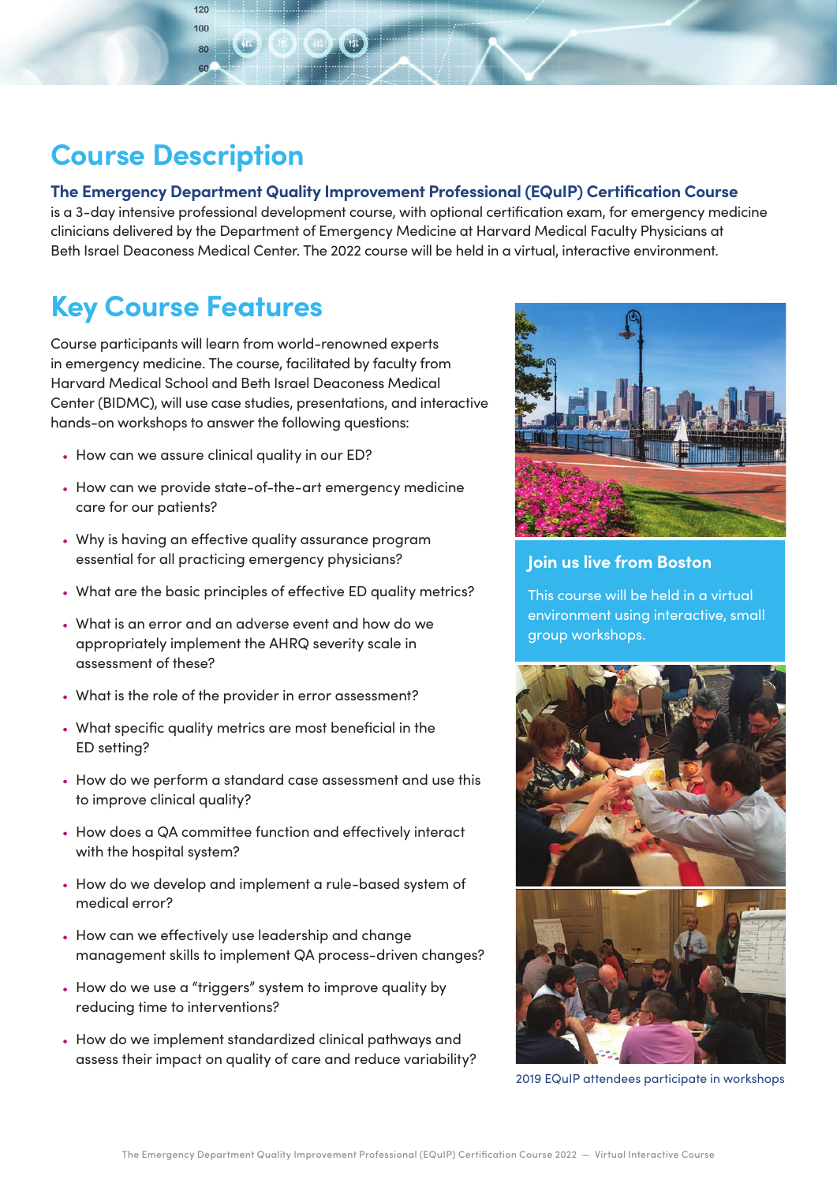# Course Description

**The Emergency Department Quality Improvement Professional (EQuIP) Certification Course** is a 3-day intensive professional development course, with optional certification exam, for emergency medicine clinicians delivered by the Department of Emergency Medicine at Harvard Medical Faculty Physicians at Beth Israel Deaconess Medical Center. The 2022 course will be held in a virtual, interactive environment.

# Key Course Features

Course participants will learn from world-renowned experts in emergency medicine. The course, facilitated by faculty from Harvard Medical School and Beth Israel Deaconess Medical Center (BIDMC), will use case studies, presentations, and interactive hands-on workshops to answer the following questions:

- How can we assure clinical quality in our ED?
- How can we provide state-of-the-art emergency medicine care for our patients?
- Why is having an effective quality assurance program essential for all practicing emergency physicians?
- What are the basic principles of effective ED quality metrics?
- What is an error and an adverse event and how do we appropriately implement the AHRQ severity scale in assessment of these?
- What is the role of the provider in error assessment?
- What specific quality metrics are most beneficial in the ED setting?
- How do we perform a standard case assessment and use this to improve clinical quality?
- How does a QA committee function and effectively interact with the hospital system?
- How do we develop and implement a rule-based system of medical error?
- How can we effectively use leadership and change management skills to implement QA process-driven changes?
- How do we use a "triggers" system to improve quality by reducing time to interventions?
- How do we implement standardized clinical pathways and assess their impact on quality of care and reduce variability?

## Join us live from Boston

This course will be held in a virtual environment using interactive, small group workshops.

2019 EQuIP attendees participate in workshops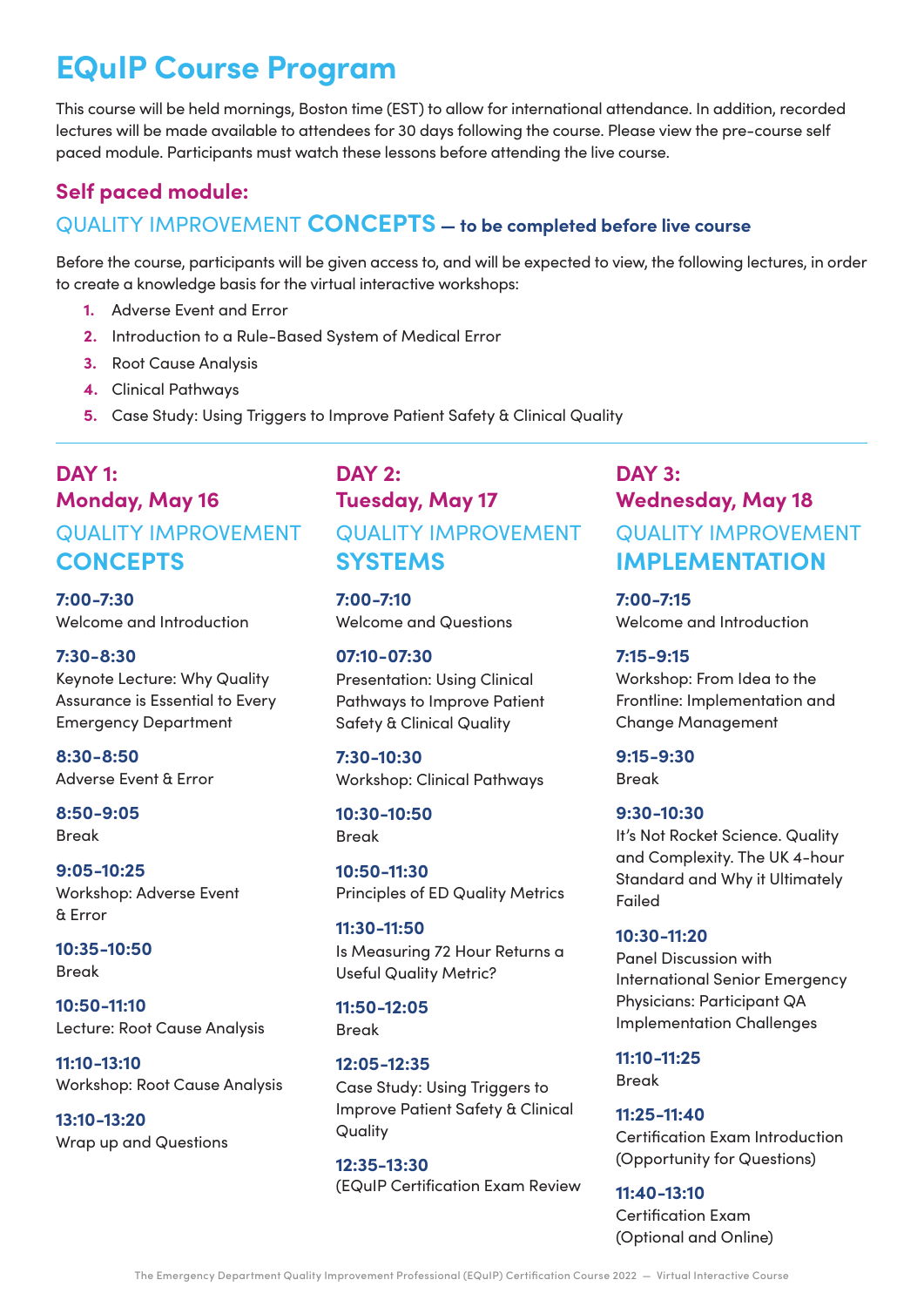# EQuIP Course Program

This course will be held mornings, Boston time (EST) to allow for international attendance. In addition, recorded lectures will be made available to attendees for 30 days following the course. Please view the pre-course self paced module. Participants must watch these lessons before attending the live course.

## Self paced module:

### QUALITY IMPROVEMENT **CONCEPTS** — to be completed before live course

Before the course, participants will be given access to, and will be expected to view, the following lectures, in order to create a knowledge basis for the virtual interactive workshops:

1. Adverse Event and Error
2. Introduction to a Rule-Based System of Medical Error
3. Root Cause Analysis
4. Clinical Pathways
5. Case Study: Using Triggers to Improve Patient Safety & Clinical Quality

## DAY 1: Monday, May 16

### QUALITY IMPROVEMENT **CONCEPTS**

**7:00-7:30**
Welcome and Introduction

**7:30-8:30**
Keynote Lecture: Why Quality Assurance is Essential to Every Emergency Department

**8:30-8:50**
Adverse Event & Error

**8:50-9:05**
Break

**9:05-10:25**
Workshop: Adverse Event & Error

**10:35-10:50**
Break

**10:50-11:10**
Lecture: Root Cause Analysis

**11:10-13:10**
Workshop: Root Cause Analysis

**13:10-13:20**
Wrap up and Questions

## DAY 2: Tuesday, May 17

### QUALITY IMPROVEMENT **SYSTEMS**

**7:00-7:10**
Welcome and Questions

**07:10-07:30**
Presentation: Using Clinical Pathways to Improve Patient Safety & Clinical Quality

**7:30-10:30**
Workshop: Clinical Pathways

**10:30-10:50**
Break

**10:50-11:30**
Principles of ED Quality Metrics

**11:30-11:50**
Is Measuring 72 Hour Returns a Useful Quality Metric?

**11:50-12:05**
Break

**12:05-12:35**
Case Study: Using Triggers to Improve Patient Safety & Clinical Quality

**12:35-13:30**
(EQuIP Certification Exam Review

## DAY 3: Wednesday, May 18

### QUALITY IMPROVEMENT **IMPLEMENTATION**

**7:00-7:15**
Welcome and Introduction

**7:15-9:15**
Workshop: From Idea to the Frontline: Implementation and Change Management

**9:15-9:30**
Break

**9:30-10:30**
It's Not Rocket Science. Quality and Complexity. The UK 4-hour Standard and Why it Ultimately Failed

**10:30-11:20**
Panel Discussion with International Senior Emergency Physicians: Participant QA Implementation Challenges

**11:10-11:25**
Break

**11:25-11:40**
Certification Exam Introduction (Opportunity for Questions)

**11:40-13:10**
Certification Exam (Optional and Online)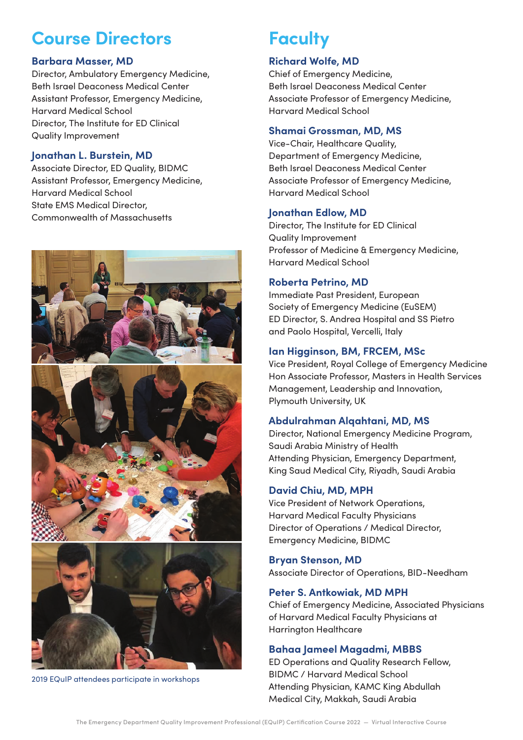## Course Directors

### Barbara Masser, MD

Director, Ambulatory Emergency Medicine,
Beth Israel Deaconess Medical Center
Assistant Professor, Emergency Medicine,
Harvard Medical School
Director, The Institute for ED Clinical
Quality Improvement

### Jonathan L. Burstein, MD

Associate Director, ED Quality, BIDMC
Assistant Professor, Emergency Medicine,
Harvard Medical School
State EMS Medical Director,
Commonwealth of Massachusetts

2019 EQuIP attendees participate in workshops

## Faculty

### Richard Wolfe, MD

Chief of Emergency Medicine,
Beth Israel Deaconess Medical Center
Associate Professor of Emergency Medicine,
Harvard Medical School

### Shamai Grossman, MD, MS

Vice-Chair, Healthcare Quality,
Department of Emergency Medicine,
Beth Israel Deaconess Medical Center
Associate Professor of Emergency Medicine,
Harvard Medical School

### Jonathan Edlow, MD

Director, The Institute for ED Clinical
Quality Improvement
Professor of Medicine & Emergency Medicine,
Harvard Medical School

### Roberta Petrino, MD

Immediate Past President, European
Society of Emergency Medicine (EuSEM)
ED Director, S. Andrea Hospital and SS Pietro
and Paolo Hospital, Vercelli, Italy

### Ian Higginson, BM, FRCEM, MSc

Vice President, Royal College of Emergency Medicine
Hon Associate Professor, Masters in Health Services
Management, Leadership and Innovation,
Plymouth University, UK

### Abdulrahman Alqahtani, MD, MS

Director, National Emergency Medicine Program,
Saudi Arabia Ministry of Health
Attending Physician, Emergency Department,
King Saud Medical City, Riyadh, Saudi Arabia

### David Chiu, MD, MPH

Vice President of Network Operations,
Harvard Medical Faculty Physicians
Director of Operations / Medical Director,
Emergency Medicine, BIDMC

### Bryan Stenson, MD

Associate Director of Operations, BID-Needham

### Peter S. Antkowiak, MD MPH

Chief of Emergency Medicine, Associated Physicians
of Harvard Medical Faculty Physicians at
Harrington Healthcare

### Bahaa Jameel Magadmi, MBBS

ED Operations and Quality Research Fellow,
BIDMC / Harvard Medical School
Attending Physician, KAMC King Abdullah
Medical City, Makkah, Saudi Arabia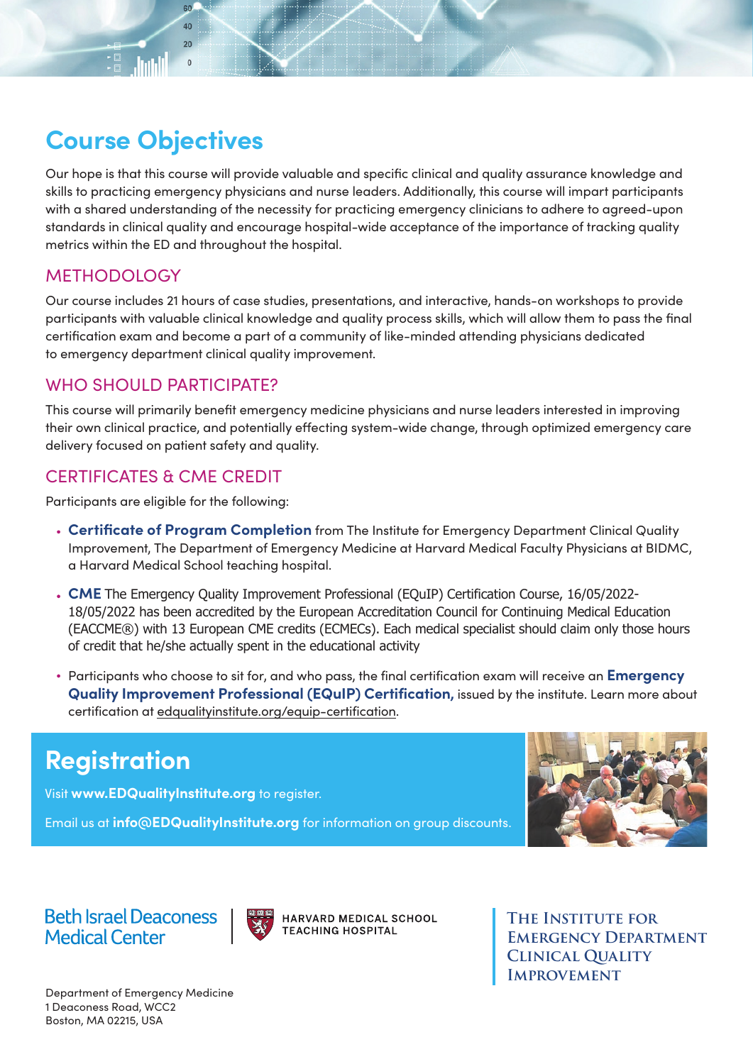# Course Objectives

Our hope is that this course will provide valuable and specific clinical and quality assurance knowledge and skills to practicing emergency physicians and nurse leaders. Additionally, this course will impart participants with a shared understanding of the necessity for practicing emergency clinicians to adhere to agreed-upon standards in clinical quality and encourage hospital-wide acceptance of the importance of tracking quality metrics within the ED and throughout the hospital.

## METHODOLOGY

Our course includes 21 hours of case studies, presentations, and interactive, hands-on workshops to provide participants with valuable clinical knowledge and quality process skills, which will allow them to pass the final certification exam and become a part of a community of like-minded attending physicians dedicated to emergency department clinical quality improvement.

## WHO SHOULD PARTICIPATE?

This course will primarily benefit emergency medicine physicians and nurse leaders interested in improving their own clinical practice, and potentially effecting system-wide change, through optimized emergency care delivery focused on patient safety and quality.

## CERTIFICATES & CME CREDIT

Participants are eligible for the following:

- **Certificate of Program Completion** from The Institute for Emergency Department Clinical Quality Improvement, The Department of Emergency Medicine at Harvard Medical Faculty Physicians at BIDMC, a Harvard Medical School teaching hospital.
- **CME** The Emergency Quality Improvement Professional (EQuIP) Certification Course, 16/05/2022-18/05/2022 has been accredited by the European Accreditation Council for Continuing Medical Education (EACCME®) with 13 European CME credits (ECMECs). Each medical specialist should claim only those hours of credit that he/she actually spent in the educational activity
- Participants who choose to sit for, and who pass, the final certification exam will receive an **Emergency Quality Improvement Professional (EQuIP) Certification,** issued by the institute. Learn more about certification at edqualityinstitute.org/equip-certification.

# Registration

Visit **www.EDQualityInstitute.org** to register.

Email us at **info@EDQualityInstitute.org** for information on group discounts.

Beth Israel Deaconess Medical Center | HARVARD MEDICAL SCHOOL TEACHING HOSPITAL

THE INSTITUTE FOR EMERGENCY DEPARTMENT CLINICAL QUALITY IMPROVEMENT

Department of Emergency Medicine
1 Deaconess Road, WCC2
Boston, MA 02215, USA